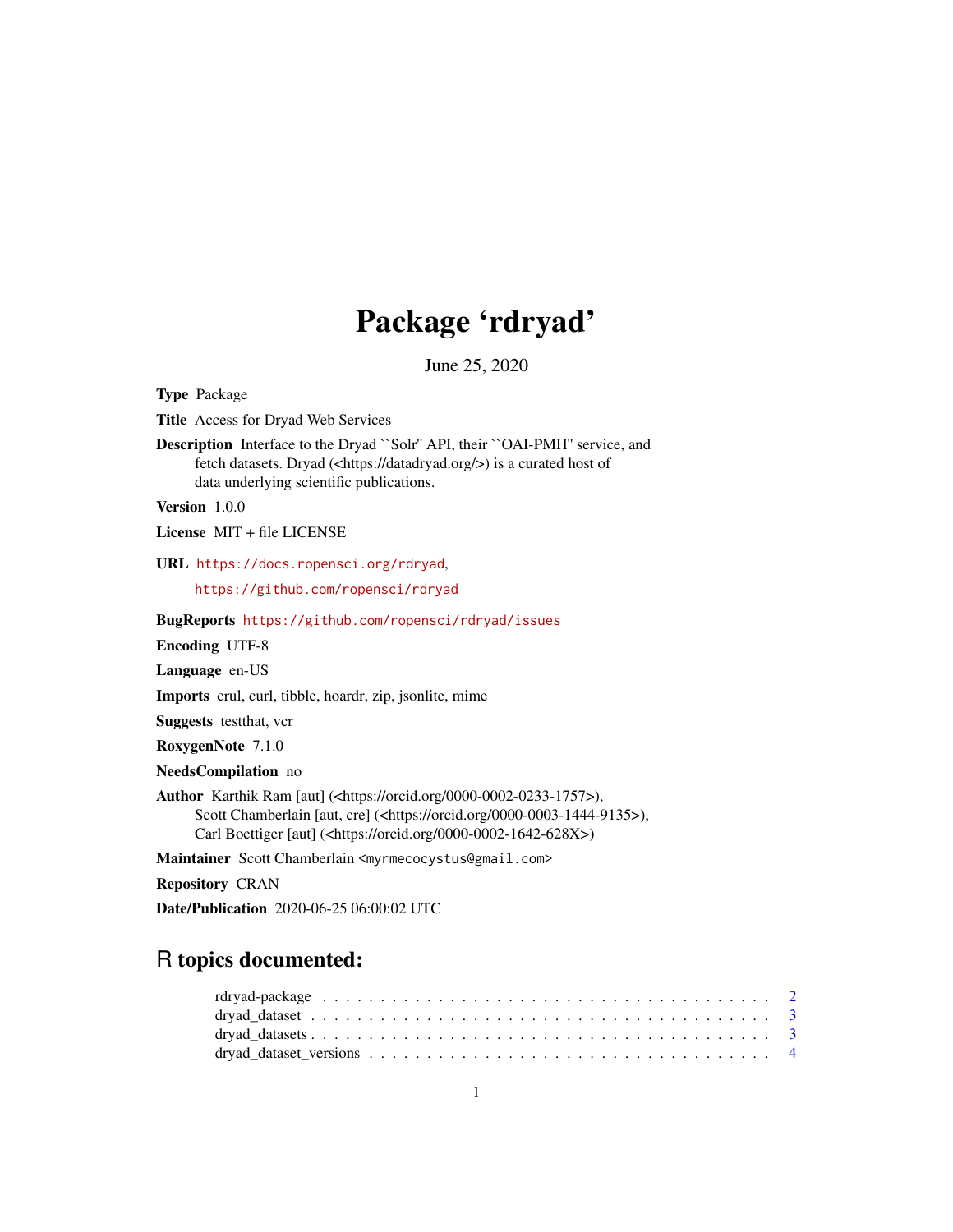# Package 'rdryad'

June 25, 2020

**Type** Package

**Title** Access for Dryad Web Services

**Description** Interface to the Dryad ``Solr'' API, their ``OAI-PMH'' service, and fetch datasets. Dryad (<https://datadryad.org/>) is a curated host of data underlying scientific publications.

**Version** 1.0.0

**License** MIT + file LICENSE

**URL** https://docs.ropensci.org/rdryad,
https://github.com/ropensci/rdryad

**BugReports** https://github.com/ropensci/rdryad/issues

**Encoding** UTF-8

**Language** en-US

**Imports** crul, curl, tibble, hoardr, zip, jsonlite, mime

**Suggests** testthat, vcr

**RoxygenNote** 7.1.0

**NeedsCompilation** no

**Author** Karthik Ram [aut] (<https://orcid.org/0000-0002-0233-1757>),
Scott Chamberlain [aut, cre] (<https://orcid.org/0000-0003-1444-9135>),
Carl Boettiger [aut] (<https://orcid.org/0000-0002-1642-628X>)

**Maintainer** Scott Chamberlain <myrmecocystus@gmail.com>

**Repository** CRAN

**Date/Publication** 2020-06-25 06:00:02 UTC

## R topics documented:

rdryad-package . . . . . . . . . . . . . . . . . . . . . . . . . . . . . . . . . . . . 2
dryad_dataset . . . . . . . . . . . . . . . . . . . . . . . . . . . . . . . . . . . . . 3
dryad_datasets . . . . . . . . . . . . . . . . . . . . . . . . . . . . . . . . . . . . . 3
dryad_dataset_versions . . . . . . . . . . . . . . . . . . . . . . . . . . . . . . . . 4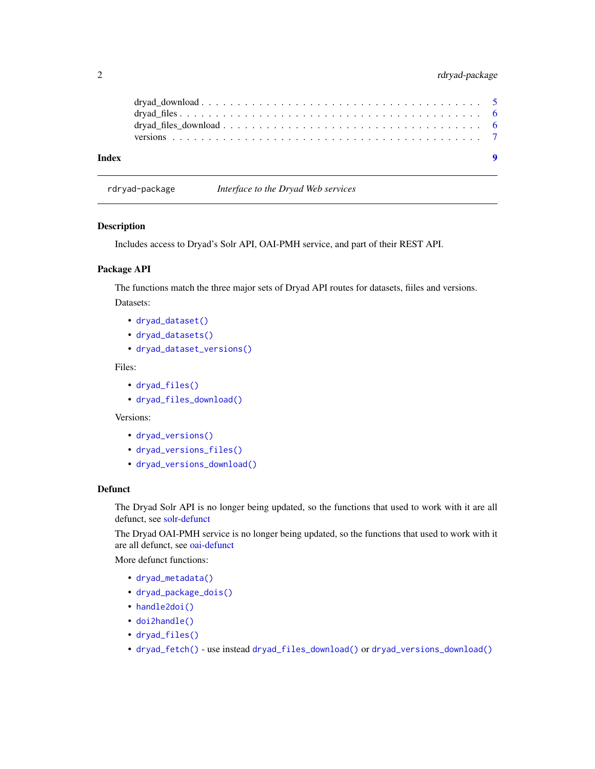dryad_download . . . . . . . . . . . . . . . . . . . . . . . . . . . . . . . . . . . . 5
dryad_files . . . . . . . . . . . . . . . . . . . . . . . . . . . . . . . . . . . . . . 6
dryad_files_download . . . . . . . . . . . . . . . . . . . . . . . . . . . . . . . . . 6
versions . . . . . . . . . . . . . . . . . . . . . . . . . . . . . . . . . . . . . . . 7

**Index** **9**

---

`rdryad-package` *Interface to the Dryad Web services*

---

### Description

Includes access to Dryad's Solr API, OAI-PMH service, and part of their REST API.

### Package API

The functions match the three major sets of Dryad API routes for datasets, fiiles and versions.

Datasets:

- `dryad_dataset()`
- `dryad_datasets()`
- `dryad_dataset_versions()`

Files:

- `dryad_files()`
- `dryad_files_download()`

Versions:

- `dryad_versions()`
- `dryad_versions_files()`
- `dryad_versions_download()`

### Defunct

The Dryad Solr API is no longer being updated, so the functions that used to work with it are all defunct, see solr-defunct

The Dryad OAI-PMH service is no longer being updated, so the functions that used to work with it are all defunct, see oai-defunct

More defunct functions:

- `dryad_metadata()`
- `dryad_package_dois()`
- `handle2doi()`
- `doi2handle()`
- `dryad_files()`
- `dryad_fetch()` - use instead `dryad_files_download()` or `dryad_versions_download()`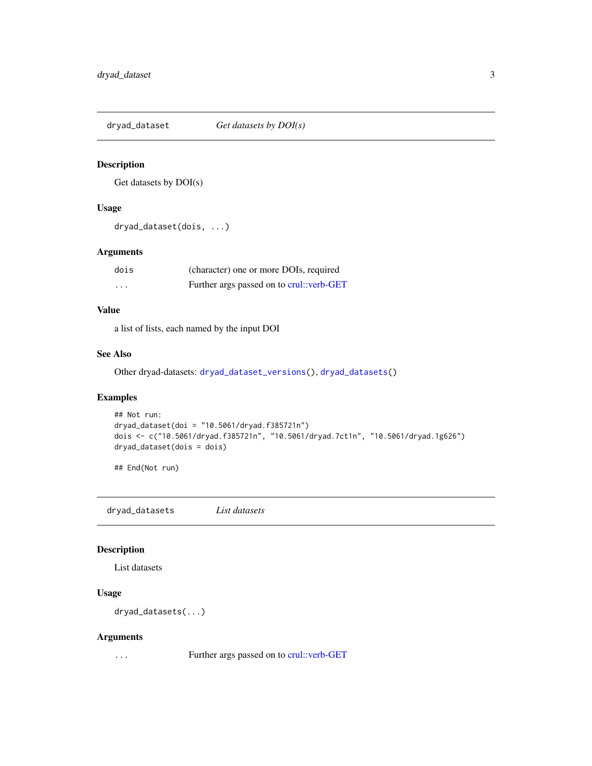## dryad_dataset — *Get datasets by DOI(s)*

### Description

Get datasets by DOI(s)

### Usage

```
dryad_dataset(dois, ...)
```

### Arguments

| | |
|---|---|
| dois | (character) one or more DOIs, required |
| ... | Further args passed on to crul::verb-GET |

### Value

a list of lists, each named by the input DOI

### See Also

Other dryad-datasets: dryad_dataset_versions(), dryad_datasets()

### Examples

```
## Not run:
dryad_dataset(doi = "10.5061/dryad.f385721n")
dois <- c("10.5061/dryad.f385721n", "10.5061/dryad.7ct1n", "10.5061/dryad.1g626")
dryad_dataset(dois = dois)

## End(Not run)
```

## dryad_datasets — *List datasets*

### Description

List datasets

### Usage

```
dryad_datasets(...)
```

### Arguments

| | |
|---|---|
| ... | Further args passed on to crul::verb-GET |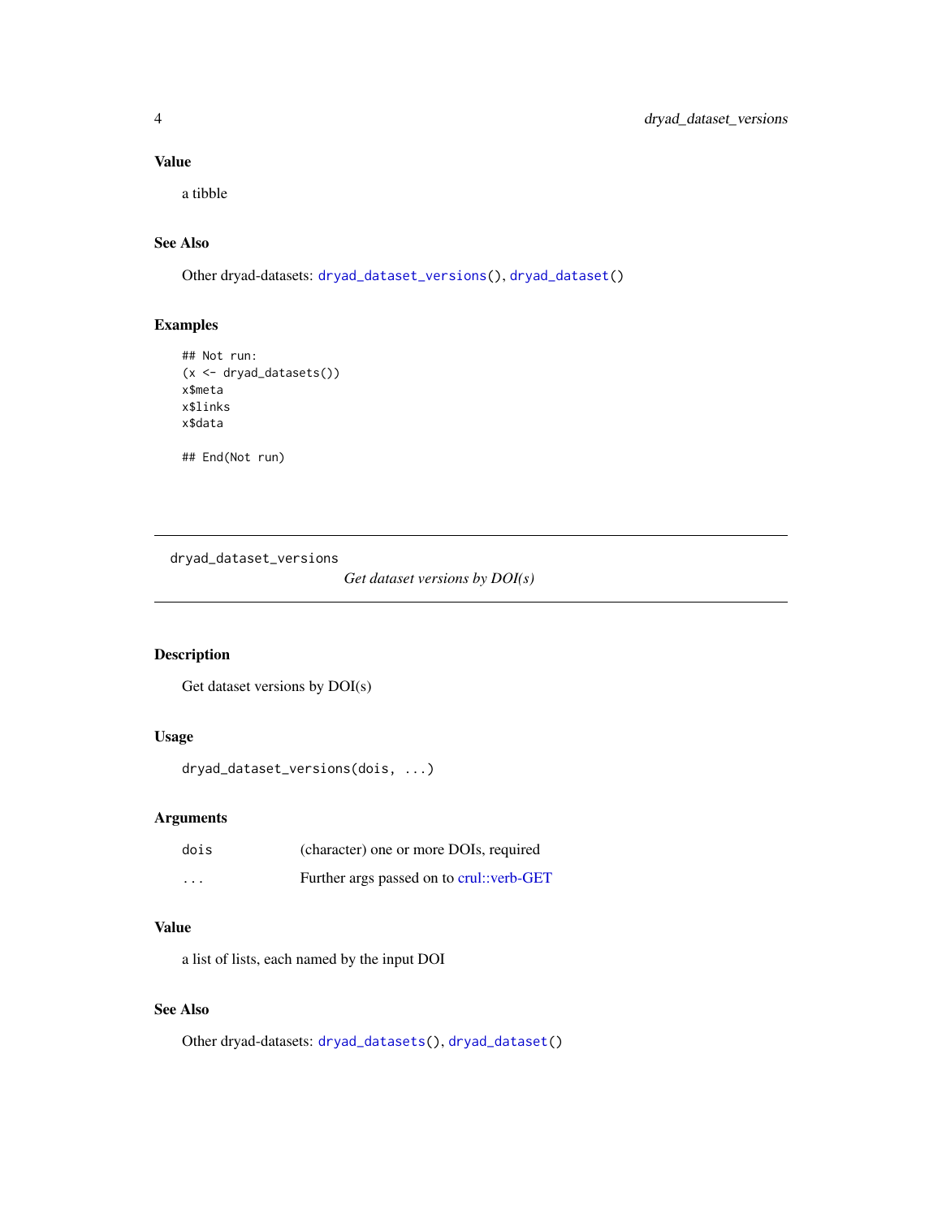### Value

a tibble

### See Also

Other dryad-datasets: dryad_dataset_versions(), dryad_dataset()

### Examples

```
## Not run:
(x <- dryad_datasets())
x$meta
x$links
x$data

## End(Not run)
```

---

## dryad_dataset_versions

*Get dataset versions by DOI(s)*

---

### Description

Get dataset versions by DOI(s)

### Usage

```
dryad_dataset_versions(dois, ...)
```

### Arguments

| | |
|---|---|
| dois | (character) one or more DOIs, required |
| ... | Further args passed on to crul::verb-GET |

### Value

a list of lists, each named by the input DOI

### See Also

Other dryad-datasets: dryad_datasets(), dryad_dataset()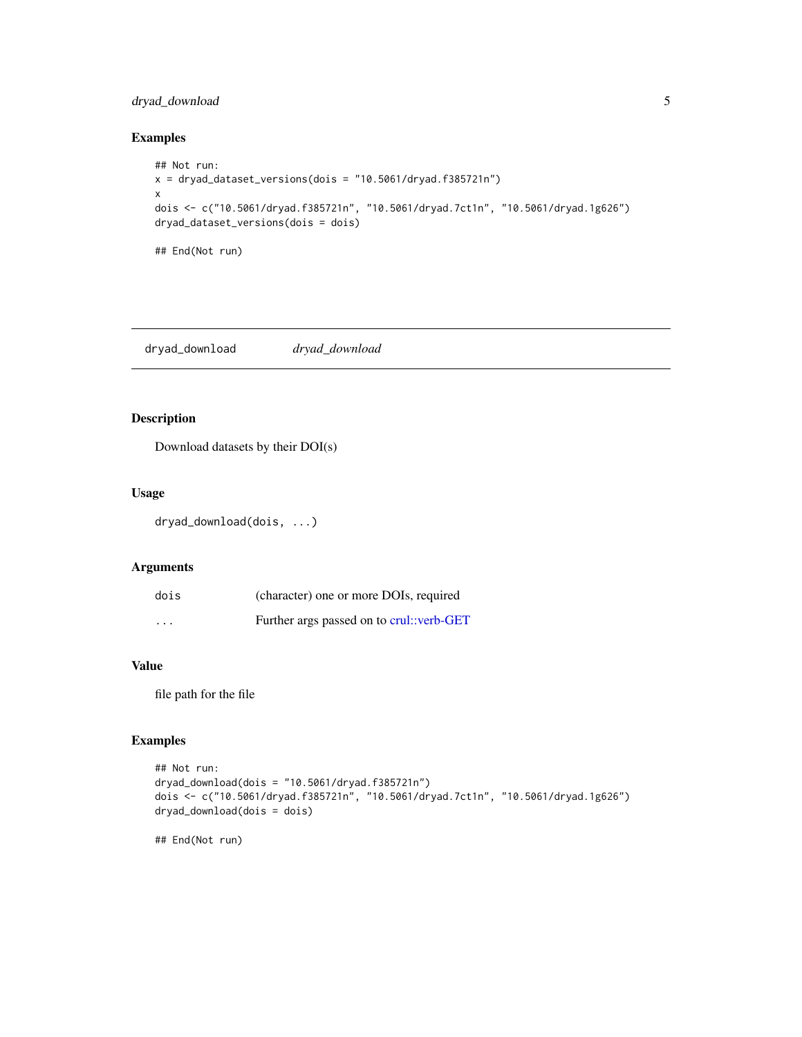### Examples

```
## Not run:
x = dryad_dataset_versions(dois = "10.5061/dryad.f385721n")
x
dois <- c("10.5061/dryad.f385721n", "10.5061/dryad.7ct1n", "10.5061/dryad.1g626")
dryad_dataset_versions(dois = dois)

## End(Not run)
```

---

## dryad_download *dryad_download*

---

### Description

Download datasets by their DOI(s)

### Usage

```
dryad_download(dois, ...)
```

### Arguments

| | |
|---|---|
| dois | (character) one or more DOIs, required |
| ... | Further args passed on to crul::verb-GET |

### Value

file path for the file

### Examples

```
## Not run:
dryad_download(dois = "10.5061/dryad.f385721n")
dois <- c("10.5061/dryad.f385721n", "10.5061/dryad.7ct1n", "10.5061/dryad.1g626")
dryad_download(dois = dois)

## End(Not run)
```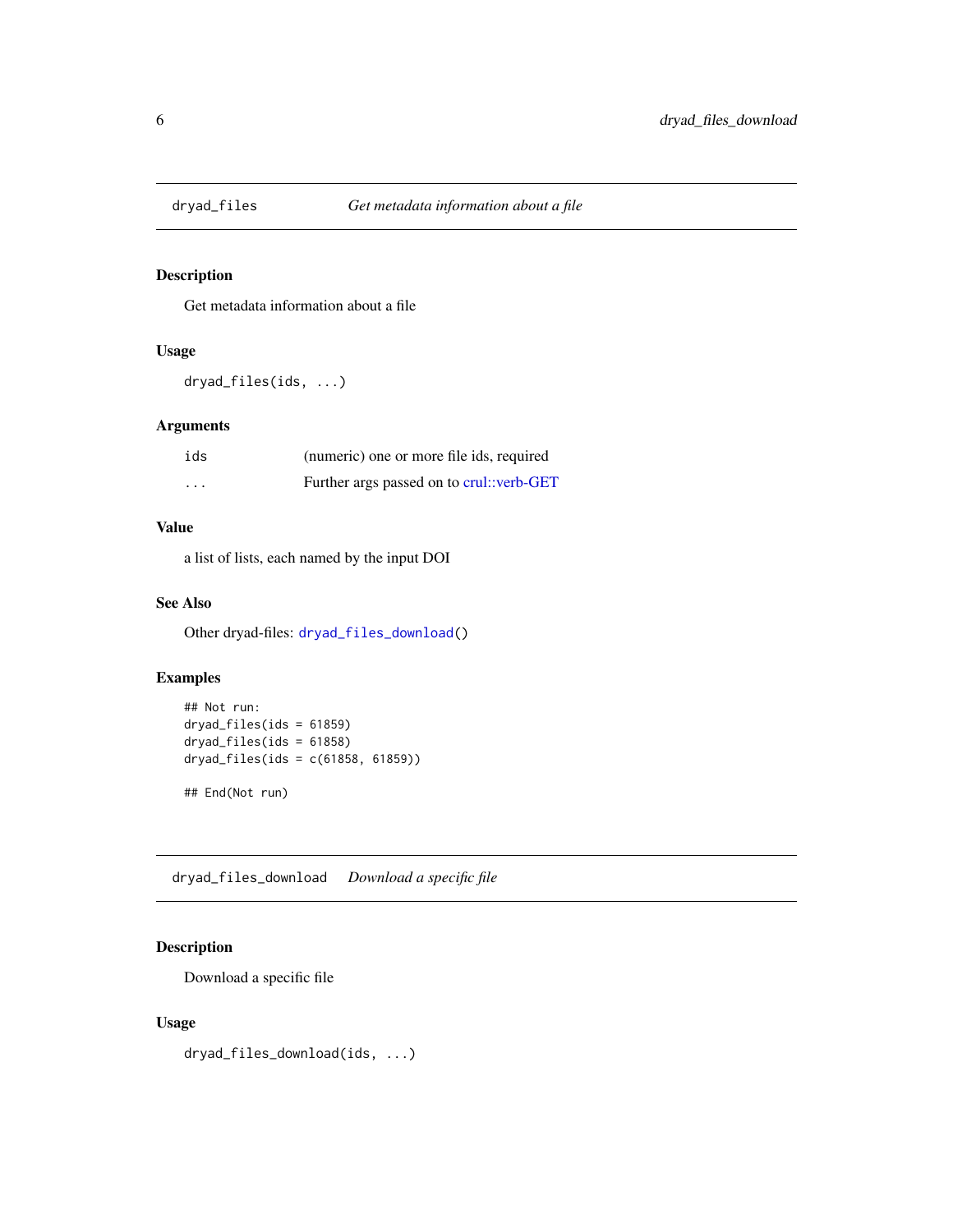## dryad_files *Get metadata information about a file*

### Description

Get metadata information about a file

### Usage

```
dryad_files(ids, ...)
```

### Arguments

| | |
|---|---|
| ids | (numeric) one or more file ids, required |
| ... | Further args passed on to crul::verb-GET |

### Value

a list of lists, each named by the input DOI

### See Also

Other dryad-files: dryad_files_download()

### Examples

```
## Not run:
dryad_files(ids = 61859)
dryad_files(ids = 61858)
dryad_files(ids = c(61858, 61859))

## End(Not run)
```

## dryad_files_download *Download a specific file*

### Description

Download a specific file

### Usage

```
dryad_files_download(ids, ...)
```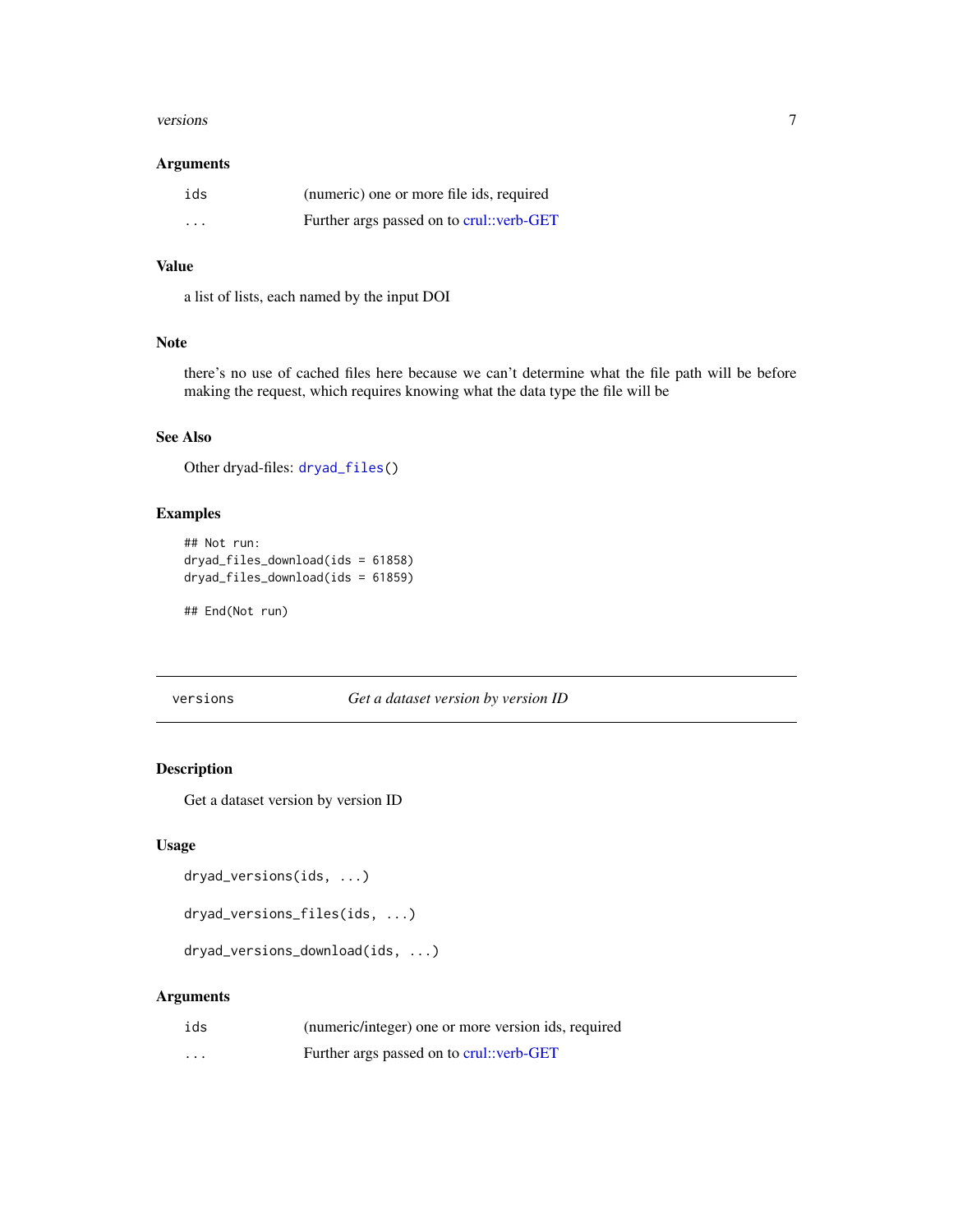### Arguments

| | |
|---|---|
| ids | (numeric) one or more file ids, required |
| ... | Further args passed on to crul::verb-GET |

### Value

a list of lists, each named by the input DOI

### Note

there's no use of cached files here because we can't determine what the file path will be before making the request, which requires knowing what the data type the file will be

### See Also

Other dryad-files: `dryad_files()`

### Examples

```
## Not run:
dryad_files_download(ids = 61858)
dryad_files_download(ids = 61859)

## End(Not run)
```

---

## versions — *Get a dataset version by version ID*

---

### Description

Get a dataset version by version ID

### Usage

```
dryad_versions(ids, ...)

dryad_versions_files(ids, ...)

dryad_versions_download(ids, ...)
```

### Arguments

| | |
|---|---|
| ids | (numeric/integer) one or more version ids, required |
| ... | Further args passed on to crul::verb-GET |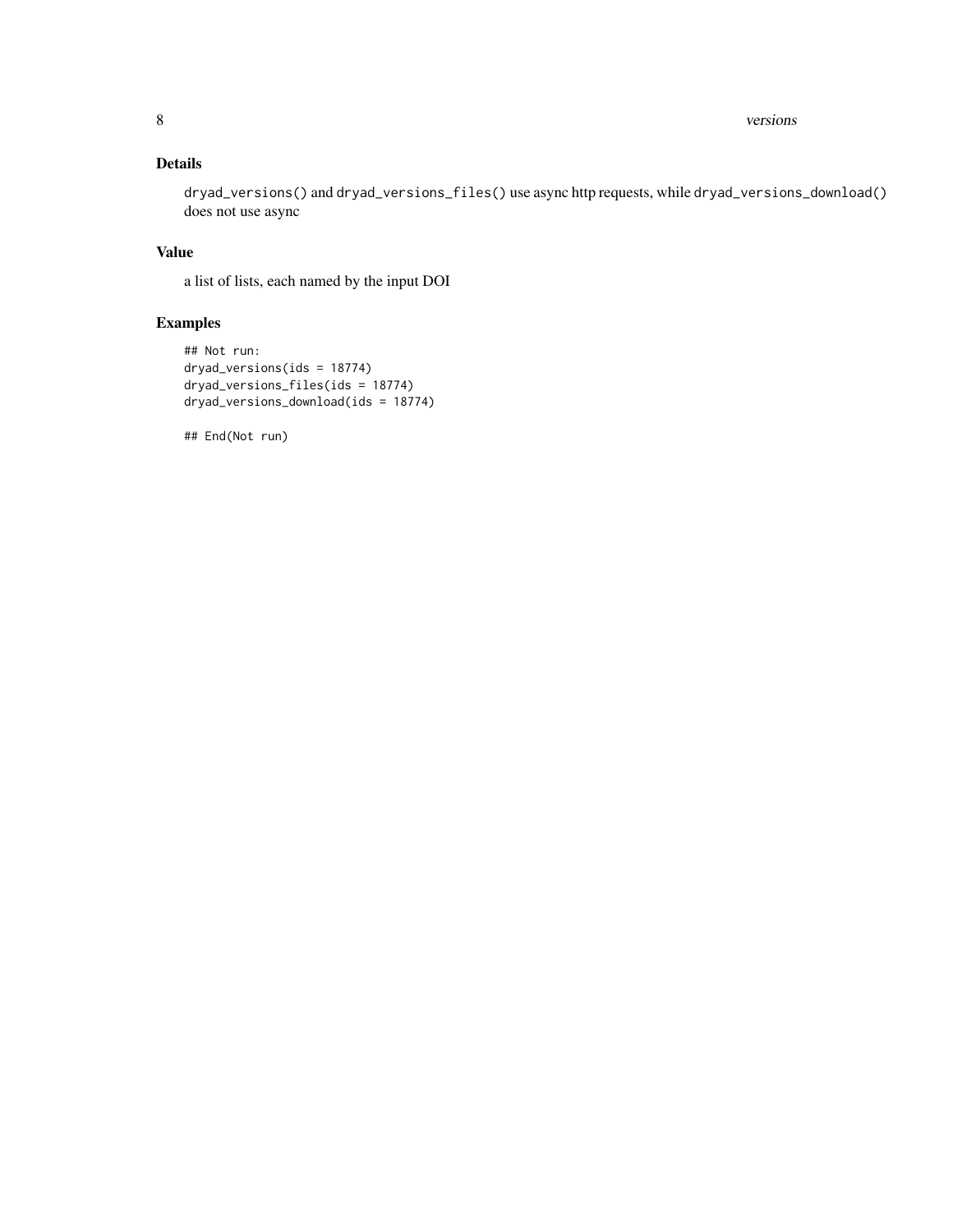### Details

`dryad_versions()` and `dryad_versions_files()` use async http requests, while `dryad_versions_download()` does not use async

### Value

a list of lists, each named by the input DOI

### Examples

```
## Not run:
dryad_versions(ids = 18774)
dryad_versions_files(ids = 18774)
dryad_versions_download(ids = 18774)

## End(Not run)
```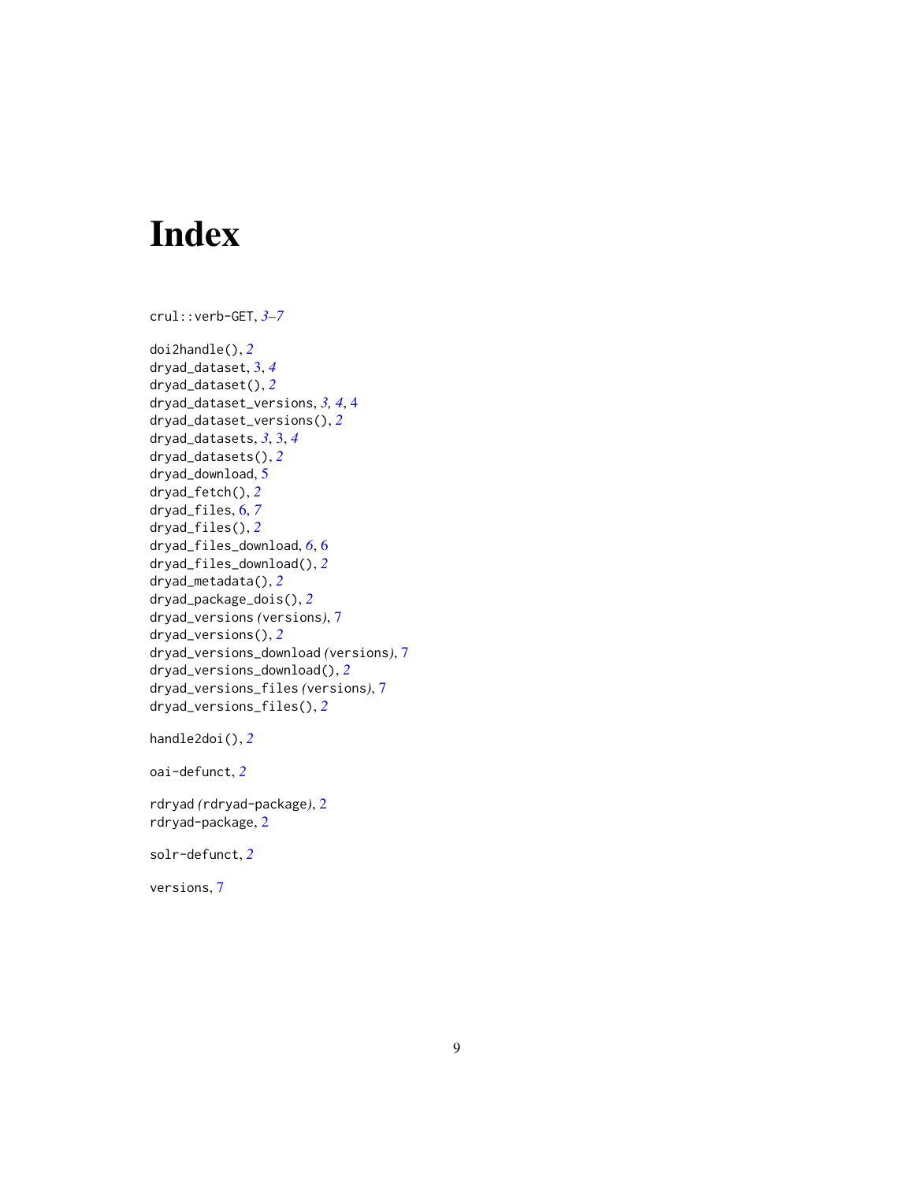# Index

crul::verb-GET, *3–7*

doi2handle(), *2*
dryad_dataset, 3, *4*
dryad_dataset(), *2*
dryad_dataset_versions, *3, 4*, 4
dryad_dataset_versions(), *2*
dryad_datasets, *3*, 3, *4*
dryad_datasets(), *2*
dryad_download, 5
dryad_fetch(), *2*
dryad_files, 6, *7*
dryad_files(), *2*
dryad_files_download, *6*, 6
dryad_files_download(), *2*
dryad_metadata(), *2*
dryad_package_dois(), *2*
dryad_versions *(*versions*)*, 7
dryad_versions(), *2*
dryad_versions_download *(*versions*)*, 7
dryad_versions_download(), *2*
dryad_versions_files *(*versions*)*, 7
dryad_versions_files(), *2*

handle2doi(), *2*

oai-defunct, *2*

rdryad *(*rdryad-package*)*, 2
rdryad-package, 2

solr-defunct, *2*

versions, 7